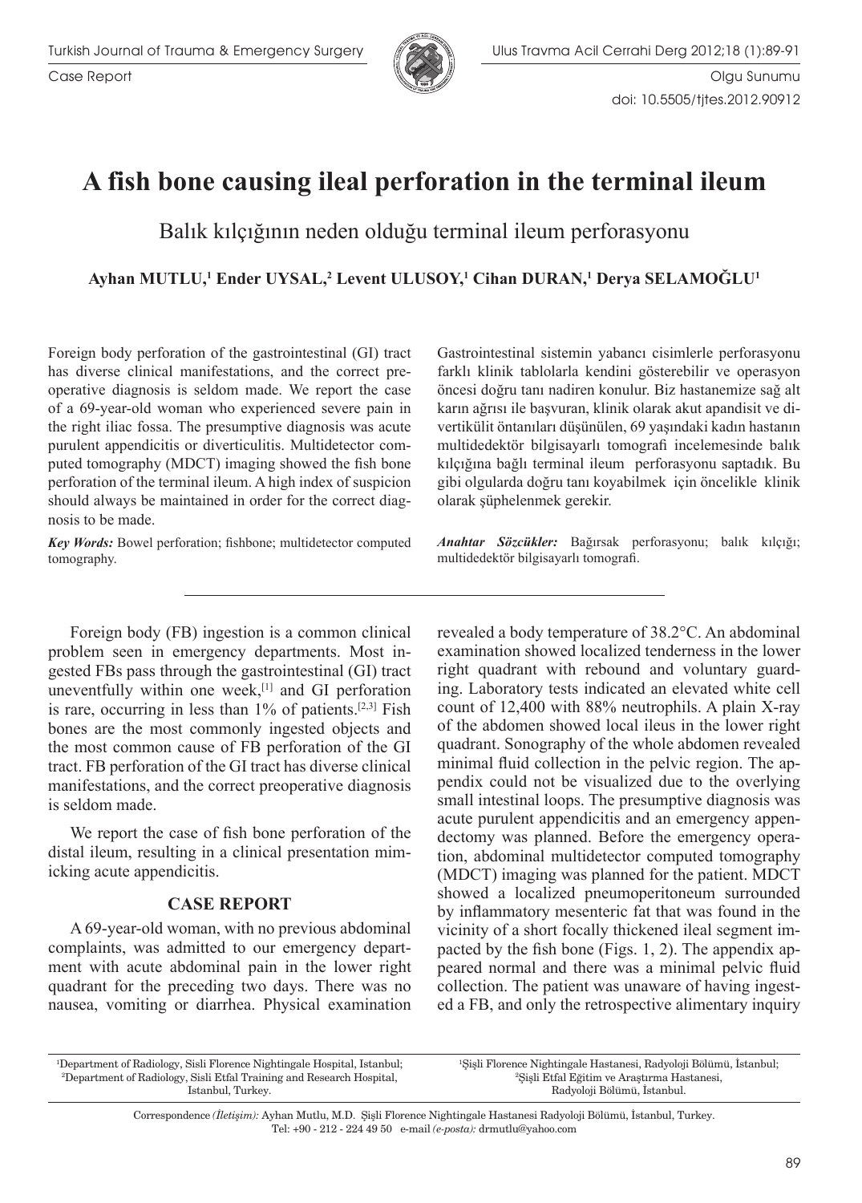Case Report

Olgu Sunumu

doi: 10.5505/tjtes.2012.90912

# A fish bone causing ileal perforation in the terminal ileum

## Balık kılçığının neden olduğu terminal ileum perforasyonu

**Ayhan MUTLU,[1] Ender UYSAL,[2] Levent ULUSOY,[1] Cihan DURAN,[1] Derya SELAMOĞLU[1]**

Foreign body perforation of the gastrointestinal (GI) tract has diverse clinical manifestations, and the correct preoperative diagnosis is seldom made. We report the case of a 69-year-old woman who experienced severe pain in the right iliac fossa. The presumptive diagnosis was acute purulent appendicitis or diverticulitis. Multidetector computed tomography (MDCT) imaging showed the fish bone perforation of the terminal ileum. A high index of suspicion should always be maintained in order for the correct diagnosis to be made.

***Key Words:*** Bowel perforation; fishbone; multidetector computed tomography.

Gastrointestinal sistemin yabancı cisimlerle perforasyonu farklı klinik tablolarla kendini gösterebilir ve operasyon öncesi doğru tanı nadiren konulur. Biz hastanemize sağ alt karın ağrısı ile başvuran, klinik olarak akut apandisit ve divertikülit öntanıları düşünülen, 69 yaşındaki kadın hastanın multidedektör bilgisayarlı tomografi incelemesinde balık kılçığına bağlı terminal ileum perforasyonu saptadık. Bu gibi olgularda doğru tanı koyabilmek için öncelikle klinik olarak şüphelenmek gerekir.

***Anahtar Sözcükler:*** Bağırsak perforasyonu; balık kılçığı; multidedektör bilgisayarlı tomografi.

Foreign body (FB) ingestion is a common clinical problem seen in emergency departments. Most ingested FBs pass through the gastrointestinal (GI) tract uneventfully within one week,[1] and GI perforation is rare, occurring in less than 1% of patients.[2,3] Fish bones are the most commonly ingested objects and the most common cause of FB perforation of the GI tract. FB perforation of the GI tract has diverse clinical manifestations, and the correct preoperative diagnosis is seldom made.

We report the case of fish bone perforation of the distal ileum, resulting in a clinical presentation mimicking acute appendicitis.

## CASE REPORT

A 69-year-old woman, with no previous abdominal complaints, was admitted to our emergency department with acute abdominal pain in the lower right quadrant for the preceding two days. There was no nausea, vomiting or diarrhea. Physical examination revealed a body temperature of 38.2°C. An abdominal examination showed localized tenderness in the lower right quadrant with rebound and voluntary guarding. Laboratory tests indicated an elevated white cell count of 12,400 with 88% neutrophils. A plain X-ray of the abdomen showed local ileus in the lower right quadrant. Sonography of the whole abdomen revealed minimal fluid collection in the pelvic region. The appendix could not be visualized due to the overlying small intestinal loops. The presumptive diagnosis was acute purulent appendicitis and an emergency appendectomy was planned. Before the emergency operation, abdominal multidetector computed tomography (MDCT) imaging was planned for the patient. MDCT showed a localized pneumoperitoneum surrounded by inflammatory mesenteric fat that was found in the vicinity of a short focally thickened ileal segment impacted by the fish bone (Figs. 1, 2). The appendix appeared normal and there was a minimal pelvic fluid collection. The patient was unaware of having ingested a FB, and only the retrospective alimentary inquiry

[1]Department of Radiology, Sisli Florence Nightingale Hospital, Istanbul; [2]Department of Radiology, Sisli Etfal Training and Research Hospital, Istanbul, Turkey.

[1]Şişli Florence Nightingale Hastanesi, Radyoloji Bölümü, İstanbul; [2]Şişli Etfal Eğitim ve Araştırma Hastanesi, Radyoloji Bölümü, İstanbul.

Correspondence *(İletişim):* Ayhan Mutlu, M.D. Şişli Florence Nightingale Hastanesi Radyoloji Bölümü, İstanbul, Turkey.
Tel: +90 - 212 - 224 49 50 e-mail *(e-posta):* drmutlu@yahoo.com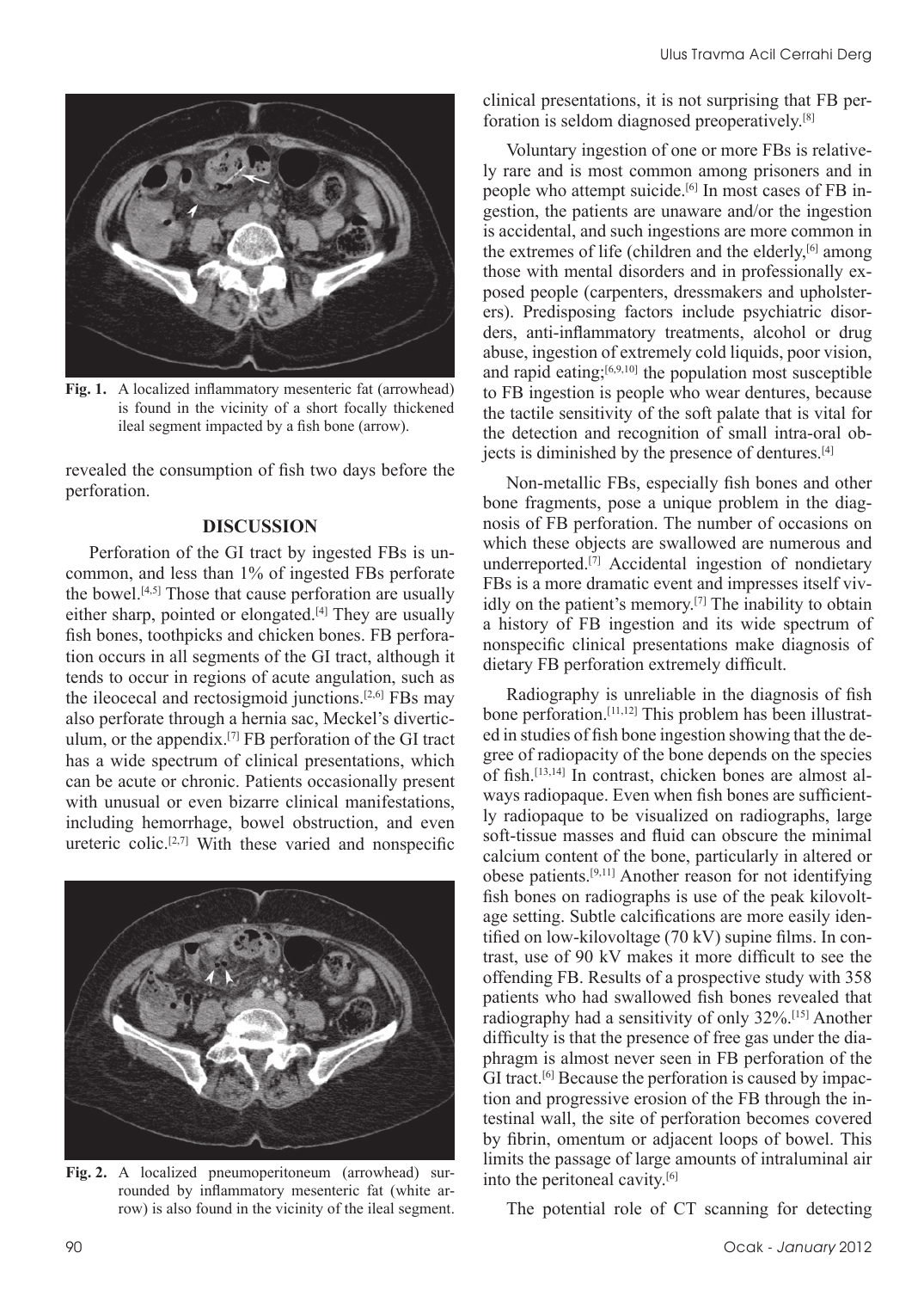**Fig. 1.** A localized inflammatory mesenteric fat (arrowhead) is found in the vicinity of a short focally thickened ileal segment impacted by a fish bone (arrow).

revealed the consumption of fish two days before the perforation.

## DISCUSSION

Perforation of the GI tract by ingested FBs is uncommon, and less than 1% of ingested FBs perforate the bowel.[4,5] Those that cause perforation are usually either sharp, pointed or elongated.[4] They are usually fish bones, toothpicks and chicken bones. FB perforation occurs in all segments of the GI tract, although it tends to occur in regions of acute angulation, such as the ileocecal and rectosigmoid junctions.[2,6] FBs may also perforate through a hernia sac, Meckel's diverticulum, or the appendix.[7] FB perforation of the GI tract has a wide spectrum of clinical presentations, which can be acute or chronic. Patients occasionally present with unusual or even bizarre clinical manifestations, including hemorrhage, bowel obstruction, and even ureteric colic.[2,7] With these varied and nonspecific clinical presentations, it is not surprising that FB perforation is seldom diagnosed preoperatively.[8]

**Fig. 2.** A localized pneumoperitoneum (arrowhead) surrounded by inflammatory mesenteric fat (white arrow) is also found in the vicinity of the ileal segment.

Voluntary ingestion of one or more FBs is relatively rare and is most common among prisoners and in people who attempt suicide.[6] In most cases of FB ingestion, the patients are unaware and/or the ingestion is accidental, and such ingestions are more common in the extremes of life (children and the elderly,[6] among those with mental disorders and in professionally exposed people (carpenters, dressmakers and upholsterers). Predisposing factors include psychiatric disorders, anti-inflammatory treatments, alcohol or drug abuse, ingestion of extremely cold liquids, poor vision, and rapid eating;[6,9,10] the population most susceptible to FB ingestion is people who wear dentures, because the tactile sensitivity of the soft palate that is vital for the detection and recognition of small intra-oral objects is diminished by the presence of dentures.[4]

Non-metallic FBs, especially fish bones and other bone fragments, pose a unique problem in the diagnosis of FB perforation. The number of occasions on which these objects are swallowed are numerous and underreported.[7] Accidental ingestion of nondietary FBs is a more dramatic event and impresses itself vividly on the patient's memory.[7] The inability to obtain a history of FB ingestion and its wide spectrum of nonspecific clinical presentations make diagnosis of dietary FB perforation extremely difficult.

Radiography is unreliable in the diagnosis of fish bone perforation.[11,12] This problem has been illustrated in studies of fish bone ingestion showing that the degree of radiopacity of the bone depends on the species of fish.[13,14] In contrast, chicken bones are almost always radiopaque. Even when fish bones are sufficiently radiopaque to be visualized on radiographs, large soft-tissue masses and fluid can obscure the minimal calcium content of the bone, particularly in altered or obese patients.[9,11] Another reason for not identifying fish bones on radiographs is use of the peak kilovoltage setting. Subtle calcifications are more easily identified on low-kilovoltage (70 kV) supine films. In contrast, use of 90 kV makes it more difficult to see the offending FB. Results of a prospective study with 358 patients who had swallowed fish bones revealed that radiography had a sensitivity of only 32%.[15] Another difficulty is that the presence of free gas under the diaphragm is almost never seen in FB perforation of the GI tract.[6] Because the perforation is caused by impaction and progressive erosion of the FB through the intestinal wall, the site of perforation becomes covered by fibrin, omentum or adjacent loops of bowel. This limits the passage of large amounts of intraluminal air into the peritoneal cavity.[6]

The potential role of CT scanning for detecting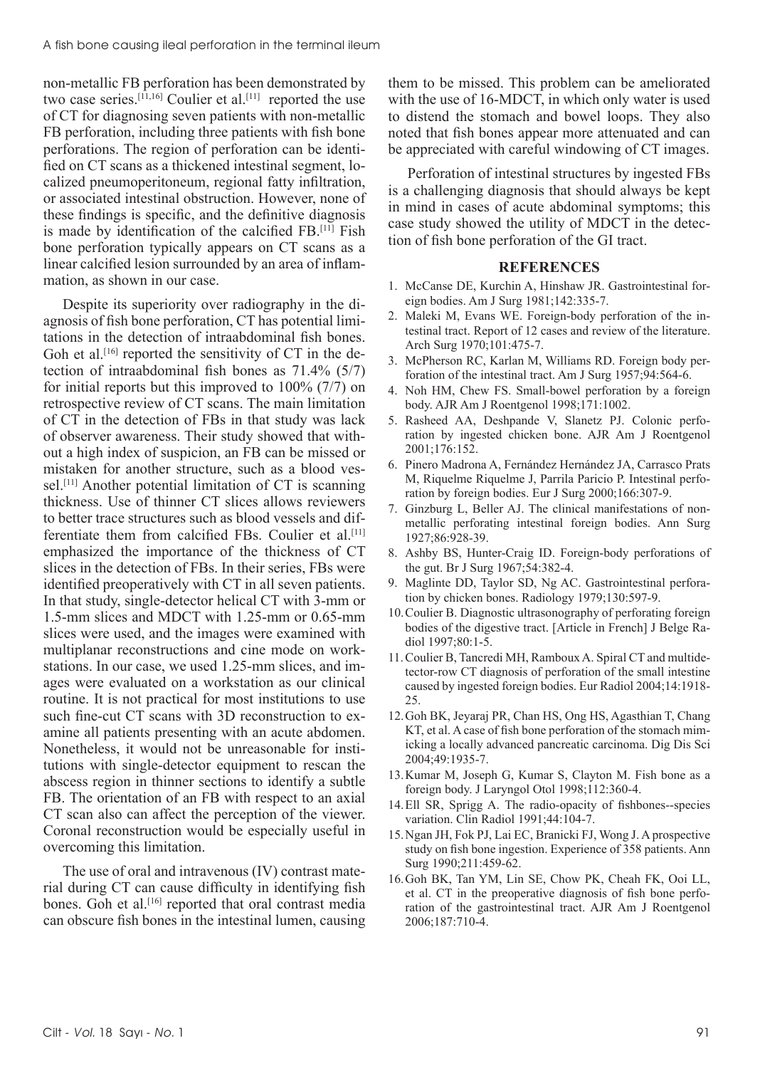non-metallic FB perforation has been demonstrated by two case series.[11,16] Coulier et al.[11] reported the use of CT for diagnosing seven patients with non-metallic FB perforation, including three patients with fish bone perforations. The region of perforation can be identified on CT scans as a thickened intestinal segment, localized pneumoperitoneum, regional fatty infiltration, or associated intestinal obstruction. However, none of these findings is specific, and the definitive diagnosis is made by identification of the calcified FB.[11] Fish bone perforation typically appears on CT scans as a linear calcified lesion surrounded by an area of inflammation, as shown in our case.

Despite its superiority over radiography in the diagnosis of fish bone perforation, CT has potential limitations in the detection of intraabdominal fish bones. Goh et al.[16] reported the sensitivity of CT in the detection of intraabdominal fish bones as 71.4% (5/7) for initial reports but this improved to 100% (7/7) on retrospective review of CT scans. The main limitation of CT in the detection of FBs in that study was lack of observer awareness. Their study showed that without a high index of suspicion, an FB can be missed or mistaken for another structure, such as a blood vessel.[11] Another potential limitation of CT is scanning thickness. Use of thinner CT slices allows reviewers to better trace structures such as blood vessels and differentiate them from calcified FBs. Coulier et al.[11] emphasized the importance of the thickness of CT slices in the detection of FBs. In their series, FBs were identified preoperatively with CT in all seven patients. In that study, single-detector helical CT with 3-mm or 1.5-mm slices and MDCT with 1.25-mm or 0.65-mm slices were used, and the images were examined with multiplanar reconstructions and cine mode on workstations. In our case, we used 1.25-mm slices, and images were evaluated on a workstation as our clinical routine. It is not practical for most institutions to use such fine-cut CT scans with 3D reconstruction to examine all patients presenting with an acute abdomen. Nonetheless, it would not be unreasonable for institutions with single-detector equipment to rescan the abscess region in thinner sections to identify a subtle FB. The orientation of an FB with respect to an axial CT scan also can affect the perception of the viewer. Coronal reconstruction would be especially useful in overcoming this limitation.

The use of oral and intravenous (IV) contrast material during CT can cause difficulty in identifying fish bones. Goh et al.[16] reported that oral contrast media can obscure fish bones in the intestinal lumen, causing them to be missed. This problem can be ameliorated with the use of 16-MDCT, in which only water is used to distend the stomach and bowel loops. They also noted that fish bones appear more attenuated and can be appreciated with careful windowing of CT images.

Perforation of intestinal structures by ingested FBs is a challenging diagnosis that should always be kept in mind in cases of acute abdominal symptoms; this case study showed the utility of MDCT in the detection of fish bone perforation of the GI tract.

## REFERENCES

1. McCanse DE, Kurchin A, Hinshaw JR. Gastrointestinal foreign bodies. Am J Surg 1981;142:335-7.
2. Maleki M, Evans WE. Foreign-body perforation of the intestinal tract. Report of 12 cases and review of the literature. Arch Surg 1970;101:475-7.
3. McPherson RC, Karlan M, Williams RD. Foreign body perforation of the intestinal tract. Am J Surg 1957;94:564-6.
4. Noh HM, Chew FS. Small-bowel perforation by a foreign body. AJR Am J Roentgenol 1998;171:1002.
5. Rasheed AA, Deshpande V, Slanetz PJ. Colonic perforation by ingested chicken bone. AJR Am J Roentgenol 2001;176:152.
6. Pinero Madrona A, Fernández Hernández JA, Carrasco Prats M, Riquelme Riquelme J, Parrila Paricio P. Intestinal perforation by foreign bodies. Eur J Surg 2000;166:307-9.
7. Ginzburg L, Beller AJ. The clinical manifestations of non-metallic perforating intestinal foreign bodies. Ann Surg 1927;86:928-39.
8. Ashby BS, Hunter-Craig ID. Foreign-body perforations of the gut. Br J Surg 1967;54:382-4.
9. Maglinte DD, Taylor SD, Ng AC. Gastrointestinal perforation by chicken bones. Radiology 1979;130:597-9.
10. Coulier B. Diagnostic ultrasonography of perforating foreign bodies of the digestive tract. [Article in French] J Belge Radiol 1997;80:1-5.
11. Coulier B, Tancredi MH, Ramboux A. Spiral CT and multidetector-row CT diagnosis of perforation of the small intestine caused by ingested foreign bodies. Eur Radiol 2004;14:1918-25.
12. Goh BK, Jeyaraj PR, Chan HS, Ong HS, Agasthian T, Chang KT, et al. A case of fish bone perforation of the stomach mimicking a locally advanced pancreatic carcinoma. Dig Dis Sci 2004;49:1935-7.
13. Kumar M, Joseph G, Kumar S, Clayton M. Fish bone as a foreign body. J Laryngol Otol 1998;112:360-4.
14. Ell SR, Sprigg A. The radio-opacity of fishbones--species variation. Clin Radiol 1991;44:104-7.
15. Ngan JH, Fok PJ, Lai EC, Branicki FJ, Wong J. A prospective study on fish bone ingestion. Experience of 358 patients. Ann Surg 1990;211:459-62.
16. Goh BK, Tan YM, Lin SE, Chow PK, Cheah FK, Ooi LL, et al. CT in the preoperative diagnosis of fish bone perforation of the gastrointestinal tract. AJR Am J Roentgenol 2006;187:710-4.